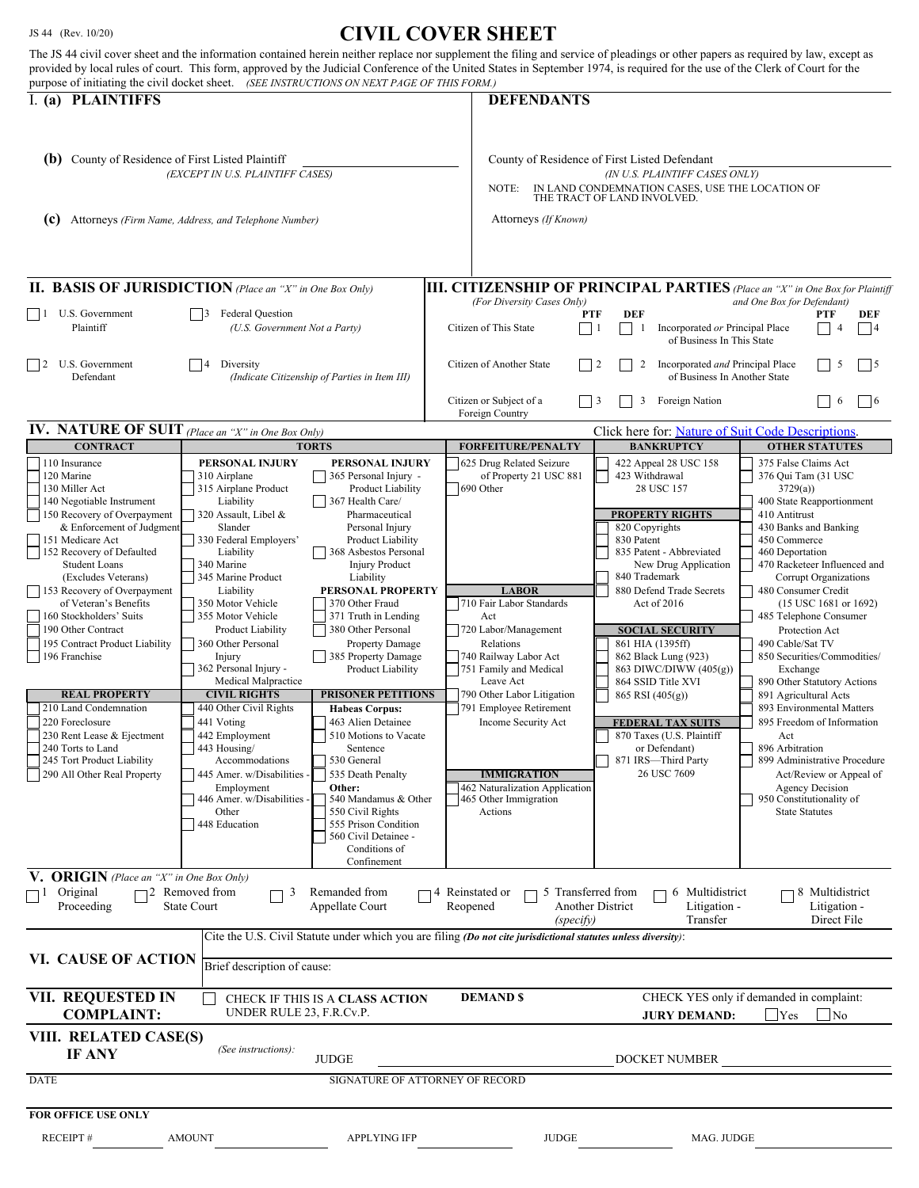JS 44 (Rev. 10/20)

# CIVIL COVER SHEET

The JS 44 civil cover sheet and the information contained herein neither replace nor supplement the filing and service of pleadings or other papers as required by law, except as provided by local rules of court. This form, approved by the Judicial Conference of the United States in September 1974, is required for the use of the Clerk of Court for the purpose of initiating the civil docket sheet. *(SEE INSTRUCTIONS ON NEXT PAGE OF THIS FORM.)*

## I. (a) PLAINTIFFS

**DEFENDANTS**

**(b)** County of Residence of First Listed Plaintiff
*(EXCEPT IN U.S. PLAINTIFF CASES)*

County of Residence of First Listed Defendant
*(IN U.S. PLAINTIFF CASES ONLY)*

NOTE: IN LAND CONDEMNATION CASES, USE THE LOCATION OF THE TRACT OF LAND INVOLVED.

**(c)** Attorneys *(Firm Name, Address, and Telephone Number)*

Attorneys *(If Known)*

## II. BASIS OF JURISDICTION *(Place an "X" in One Box Only)*

- ☐ 1 U.S. Government Plaintiff
- ☐ 3 Federal Question *(U.S. Government Not a Party)*
- ☐ 2 U.S. Government Defendant
- ☐ 4 Diversity *(Indicate Citizenship of Parties in Item III)*

## III. CITIZENSHIP OF PRINCIPAL PARTIES *(Place an "X" in One Box for Plaintiff and One Box for Defendant)*

*(For Diversity Cases Only)*

| | PTF | DEF | | PTF | DEF |
|---|---|---|---|---|---|
| Citizen of This State | ☐ 1 | ☐ 1 | Incorporated *or* Principal Place of Business In This State | ☐ 4 | ☐ 4 |
| Citizen of Another State | ☐ 2 | ☐ 2 | Incorporated *and* Principal Place of Business In Another State | ☐ 5 | ☐ 5 |
| Citizen or Subject of a Foreign Country | ☐ 3 | ☐ 3 | Foreign Nation | ☐ 6 | ☐ 6 |

## IV. NATURE OF SUIT *(Place an "X" in One Box Only)*

Click here for: Nature of Suit Code Descriptions.

**CONTRACT**
- ☐ 110 Insurance
- ☐ 120 Marine
- ☐ 130 Miller Act
- ☐ 140 Negotiable Instrument
- ☐ 150 Recovery of Overpayment & Enforcement of Judgment
- ☐ 151 Medicare Act
- ☐ 152 Recovery of Defaulted Student Loans (Excludes Veterans)
- ☐ 153 Recovery of Overpayment of Veteran's Benefits
- ☐ 160 Stockholders' Suits
- ☐ 190 Other Contract
- ☐ 195 Contract Product Liability
- ☐ 196 Franchise

**REAL PROPERTY**
- ☐ 210 Land Condemnation
- ☐ 220 Foreclosure
- ☐ 230 Rent Lease & Ejectment
- ☐ 240 Torts to Land
- ☐ 245 Tort Product Liability
- ☐ 290 All Other Real Property

**TORTS**

PERSONAL INJURY
- ☐ 310 Airplane
- ☐ 315 Airplane Product Liability
- ☐ 320 Assault, Libel & Slander
- ☐ 330 Federal Employers' Liability
- ☐ 340 Marine
- ☐ 345 Marine Product Liability
- ☐ 350 Motor Vehicle
- ☐ 355 Motor Vehicle Product Liability
- ☐ 360 Other Personal Injury
- ☐ 362 Personal Injury - Medical Malpractice

PERSONAL INJURY
- ☐ 365 Personal Injury - Product Liability
- ☐ 367 Health Care/ Pharmaceutical Personal Injury Product Liability
- ☐ 368 Asbestos Personal Injury Product Liability

PERSONAL PROPERTY
- ☐ 370 Other Fraud
- ☐ 371 Truth in Lending
- ☐ 380 Other Personal Property Damage
- ☐ 385 Property Damage Product Liability

**CIVIL RIGHTS**
- ☐ 440 Other Civil Rights
- ☐ 441 Voting
- ☐ 442 Employment
- ☐ 443 Housing/ Accommodations
- ☐ 445 Amer. w/Disabilities - Employment
- ☐ 446 Amer. w/Disabilities - Other
- ☐ 448 Education

**PRISONER PETITIONS**

Habeas Corpus:
- ☐ 463 Alien Detainee
- ☐ 510 Motions to Vacate Sentence
- ☐ 530 General
- ☐ 535 Death Penalty

Other:
- ☐ 540 Mandamus & Other
- ☐ 550 Civil Rights
- ☐ 555 Prison Condition
- ☐ 560 Civil Detainee - Conditions of Confinement

**FORFEITURE/PENALTY**
- ☐ 625 Drug Related Seizure of Property 21 USC 881
- ☐ 690 Other

**LABOR**
- ☐ 710 Fair Labor Standards Act
- ☐ 720 Labor/Management Relations
- ☐ 740 Railway Labor Act
- ☐ 751 Family and Medical Leave Act
- ☐ 790 Other Labor Litigation
- ☐ 791 Employee Retirement Income Security Act

**IMMIGRATION**
- ☐ 462 Naturalization Application
- ☐ 465 Other Immigration Actions

**BANKRUPTCY**
- ☐ 422 Appeal 28 USC 158
- ☐ 423 Withdrawal 28 USC 157

**PROPERTY RIGHTS**
- ☐ 820 Copyrights
- ☐ 830 Patent
- ☐ 835 Patent - Abbreviated New Drug Application
- ☐ 840 Trademark
- ☐ 880 Defend Trade Secrets Act of 2016

**SOCIAL SECURITY**
- ☐ 861 HIA (1395ff)
- ☐ 862 Black Lung (923)
- ☐ 863 DIWC/DIWW (405(g))
- ☐ 864 SSID Title XVI
- ☐ 865 RSI (405(g))

**FEDERAL TAX SUITS**
- ☐ 870 Taxes (U.S. Plaintiff or Defendant)
- ☐ 871 IRS—Third Party 26 USC 7609

**OTHER STATUTES**
- ☐ 375 False Claims Act
- ☐ 376 Qui Tam (31 USC 3729(a))
- ☐ 400 State Reapportionment
- ☐ 410 Antitrust
- ☐ 430 Banks and Banking
- ☐ 450 Commerce
- ☐ 460 Deportation
- ☐ 470 Racketeer Influenced and Corrupt Organizations
- ☐ 480 Consumer Credit (15 USC 1681 or 1692)
- ☐ 485 Telephone Consumer Protection Act
- ☐ 490 Cable/Sat TV
- ☐ 850 Securities/Commodities/ Exchange
- ☐ 890 Other Statutory Actions
- ☐ 891 Agricultural Acts
- ☐ 893 Environmental Matters
- ☐ 895 Freedom of Information Act
- ☐ 896 Arbitration
- ☐ 899 Administrative Procedure Act/Review or Appeal of Agency Decision
- ☐ 950 Constitutionality of State Statutes

## V. ORIGIN *(Place an "X" in One Box Only)*

- ☐ 1 Original Proceeding
- ☐ 2 Removed from State Court
- ☐ 3 Remanded from Appellate Court
- ☐ 4 Reinstated or Reopened
- ☐ 5 Transferred from Another District *(specify)*
- ☐ 6 Multidistrict Litigation - Transfer
- ☐ 8 Multidistrict Litigation - Direct File

## VI. CAUSE OF ACTION

Cite the U.S. Civil Statute under which you are filing ***(Do not cite jurisdictional statutes unless diversity)***:

Brief description of cause:

## VII. REQUESTED IN COMPLAINT:

☐ CHECK IF THIS IS A **CLASS ACTION** UNDER RULE 23, F.R.Cv.P.

**DEMAND $**

CHECK YES only if demanded in complaint:
**JURY DEMAND:** ☐ Yes ☐ No

## VIII. RELATED CASE(S) IF ANY

*(See instructions):* JUDGE DOCKET NUMBER

DATE SIGNATURE OF ATTORNEY OF RECORD

**FOR OFFICE USE ONLY**

RECEIPT # AMOUNT APPLYING IFP JUDGE MAG. JUDGE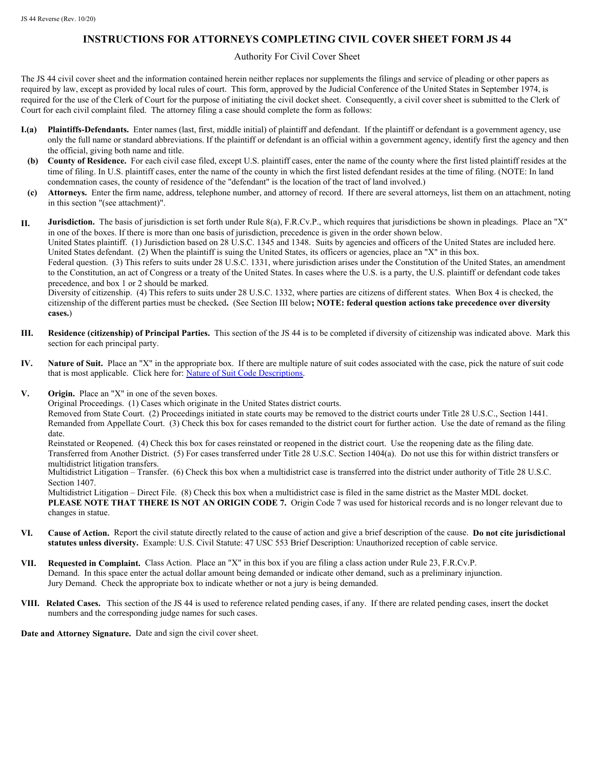JS 44 Reverse (Rev. 10/20)

# INSTRUCTIONS FOR ATTORNEYS COMPLETING CIVIL COVER SHEET FORM JS 44

## Authority For Civil Cover Sheet

The JS 44 civil cover sheet and the information contained herein neither replaces nor supplements the filings and service of pleading or other papers as required by law, except as provided by local rules of court. This form, approved by the Judicial Conference of the United States in September 1974, is required for the use of the Clerk of Court for the purpose of initiating the civil docket sheet. Consequently, a civil cover sheet is submitted to the Clerk of Court for each civil complaint filed. The attorney filing a case should complete the form as follows:

**I.(a) Plaintiffs-Defendants.** Enter names (last, first, middle initial) of plaintiff and defendant. If the plaintiff or defendant is a government agency, use only the full name or standard abbreviations. If the plaintiff or defendant is an official within a government agency, identify first the agency and then the official, giving both name and title.

**(b) County of Residence.** For each civil case filed, except U.S. plaintiff cases, enter the name of the county where the first listed plaintiff resides at the time of filing. In U.S. plaintiff cases, enter the name of the county in which the first listed defendant resides at the time of filing. (NOTE: In land condemnation cases, the county of residence of the "defendant" is the location of the tract of land involved.)

**(c) Attorneys.** Enter the firm name, address, telephone number, and attorney of record. If there are several attorneys, list them on an attachment, noting in this section "(see attachment)".

**II. Jurisdiction.** The basis of jurisdiction is set forth under Rule 8(a), F.R.Cv.P., which requires that jurisdictions be shown in pleadings. Place an "X" in one of the boxes. If there is more than one basis of jurisdiction, precedence is given in the order shown below.
United States plaintiff. (1) Jurisdiction based on 28 U.S.C. 1345 and 1348. Suits by agencies and officers of the United States are included here.
United States defendant. (2) When the plaintiff is suing the United States, its officers or agencies, place an "X" in this box.
Federal question. (3) This refers to suits under 28 U.S.C. 1331, where jurisdiction arises under the Constitution of the United States, an amendment to the Constitution, an act of Congress or a treaty of the United States. In cases where the U.S. is a party, the U.S. plaintiff or defendant code takes precedence, and box 1 or 2 should be marked.
Diversity of citizenship. (4) This refers to suits under 28 U.S.C. 1332, where parties are citizens of different states. When Box 4 is checked, the citizenship of the different parties must be checked**.** (See Section III below**; NOTE: federal question actions take precedence over diversity cases.**)

**III. Residence (citizenship) of Principal Parties.** This section of the JS 44 is to be completed if diversity of citizenship was indicated above. Mark this section for each principal party.

**IV. Nature of Suit.** Place an "X" in the appropriate box. If there are multiple nature of suit codes associated with the case, pick the nature of suit code that is most applicable. Click here for: Nature of Suit Code Descriptions.

**V. Origin.** Place an "X" in one of the seven boxes.
Original Proceedings. (1) Cases which originate in the United States district courts.
Removed from State Court. (2) Proceedings initiated in state courts may be removed to the district courts under Title 28 U.S.C., Section 1441.
Remanded from Appellate Court. (3) Check this box for cases remanded to the district court for further action. Use the date of remand as the filing date.
Reinstated or Reopened. (4) Check this box for cases reinstated or reopened in the district court. Use the reopening date as the filing date.
Transferred from Another District. (5) For cases transferred under Title 28 U.S.C. Section 1404(a). Do not use this for within district transfers or multidistrict litigation transfers.
Multidistrict Litigation – Transfer. (6) Check this box when a multidistrict case is transferred into the district under authority of Title 28 U.S.C. Section 1407.
Multidistrict Litigation – Direct File. (8) Check this box when a multidistrict case is filed in the same district as the Master MDL docket.
**PLEASE NOTE THAT THERE IS NOT AN ORIGIN CODE 7.** Origin Code 7 was used for historical records and is no longer relevant due to changes in statue.

**VI. Cause of Action.** Report the civil statute directly related to the cause of action and give a brief description of the cause. **Do not cite jurisdictional statutes unless diversity.** Example: U.S. Civil Statute: 47 USC 553 Brief Description: Unauthorized reception of cable service.

**VII. Requested in Complaint.** Class Action. Place an "X" in this box if you are filing a class action under Rule 23, F.R.Cv.P.
Demand. In this space enter the actual dollar amount being demanded or indicate other demand, such as a preliminary injunction.
Jury Demand. Check the appropriate box to indicate whether or not a jury is being demanded.

**VIII. Related Cases.** This section of the JS 44 is used to reference related pending cases, if any. If there are related pending cases, insert the docket numbers and the corresponding judge names for such cases.

**Date and Attorney Signature.** Date and sign the civil cover sheet.